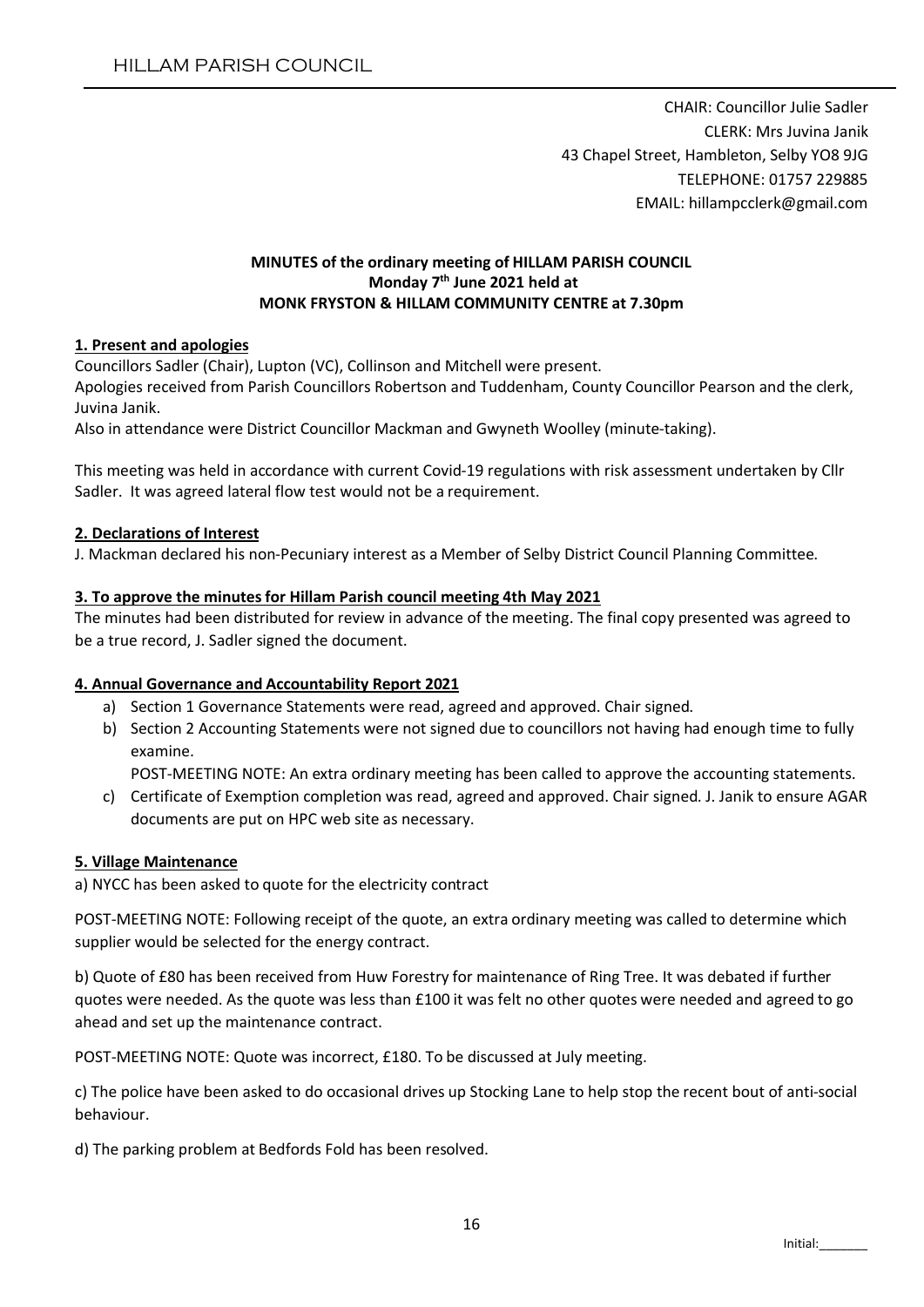CHAIR: Councillor Julie Sadler
CLERK: Mrs Juvina Janik
43 Chapel Street, Hambleton, Selby YO8 9JG
TELEPHONE: 01757 229885
EMAIL: hillampcclerk@gmail.com

**MINUTES of the ordinary meeting of HILLAM PARISH COUNCIL**
**Monday 7th June 2021 held at**
**MONK FRYSTON & HILLAM COMMUNITY CENTRE at 7.30pm**

## 1. Present and apologies

Councillors Sadler (Chair), Lupton (VC), Collinson and Mitchell were present.
Apologies received from Parish Councillors Robertson and Tuddenham, County Councillor Pearson and the clerk, Juvina Janik.
Also in attendance were District Councillor Mackman and Gwyneth Woolley (minute-taking).

This meeting was held in accordance with current Covid-19 regulations with risk assessment undertaken by Cllr Sadler. It was agreed lateral flow test would not be a requirement.

## 2. Declarations of Interest

J. Mackman declared his non-Pecuniary interest as a Member of Selby District Council Planning Committee.

## 3. To approve the minutes for Hillam Parish council meeting 4th May 2021

The minutes had been distributed for review in advance of the meeting. The final copy presented was agreed to be a true record, J. Sadler signed the document.

## 4. Annual Governance and Accountability Report 2021

a) Section 1 Governance Statements were read, agreed and approved. Chair signed.
b) Section 2 Accounting Statements were not signed due to councillors not having had enough time to fully examine.
   POST-MEETING NOTE: An extra ordinary meeting has been called to approve the accounting statements.
c) Certificate of Exemption completion was read, agreed and approved. Chair signed. J. Janik to ensure AGAR documents are put on HPC web site as necessary.

## 5. Village Maintenance

a) NYCC has been asked to quote for the electricity contract

POST-MEETING NOTE: Following receipt of the quote, an extra ordinary meeting was called to determine which supplier would be selected for the energy contract.

b) Quote of £80 has been received from Huw Forestry for maintenance of Ring Tree. It was debated if further quotes were needed. As the quote was less than £100 it was felt no other quotes were needed and agreed to go ahead and set up the maintenance contract.

POST-MEETING NOTE: Quote was incorrect, £180. To be discussed at July meeting.

c) The police have been asked to do occasional drives up Stocking Lane to help stop the recent bout of anti-social behaviour.

d) The parking problem at Bedfords Fold has been resolved.

Initial:_______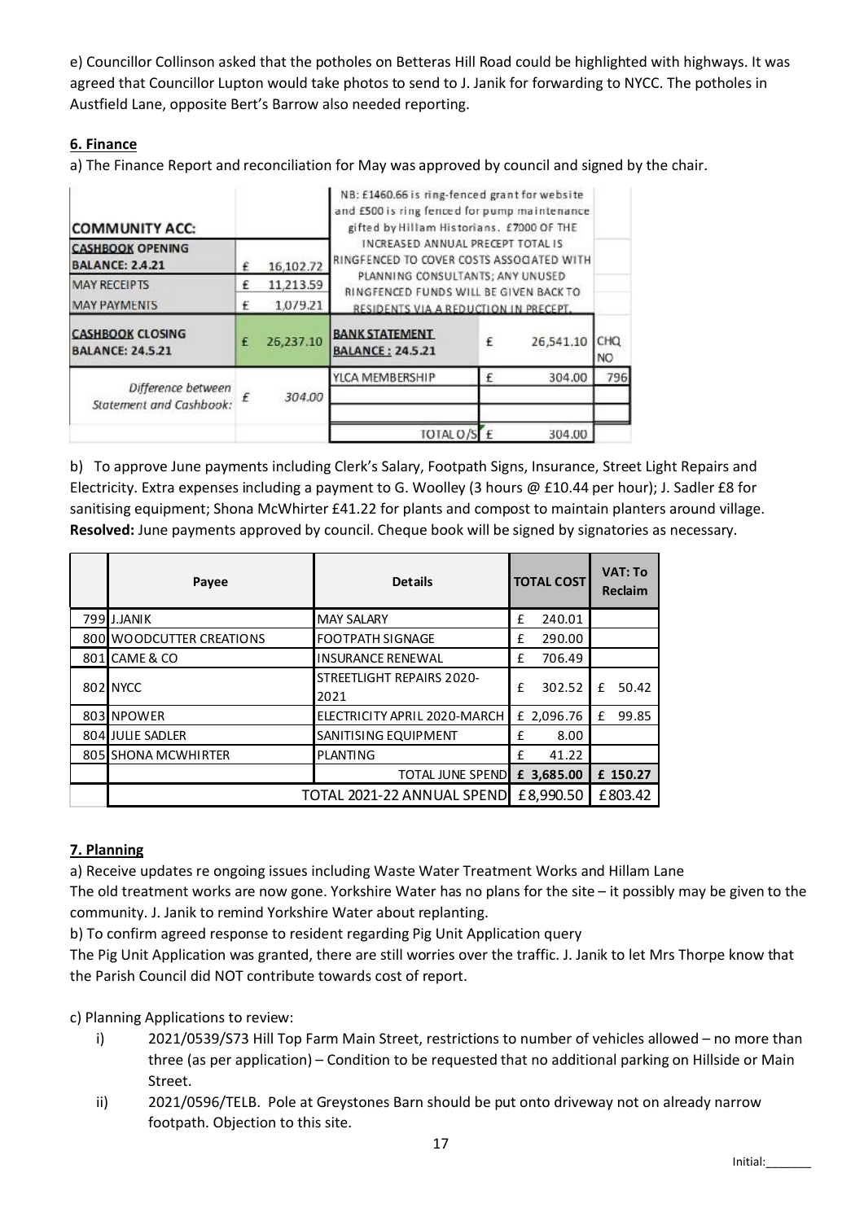e) Councillor Collinson asked that the potholes on Betteras Hill Road could be highlighted with highways. It was agreed that Councillor Lupton would take photos to send to J. Janik for forwarding to NYCC. The potholes in Austfield Lane, opposite Bert's Barrow also needed reporting.

**6. Finance**

a) The Finance Report and reconciliation for May was approved by council and signed by the chair.

| COMMUNITY ACC: | | NB: £1460.66 is ring-fenced grant for website and £500 is ring fenced for pump maintenance gifted by Hillam Historians. £7000 OF THE INCREASED ANNUAL PRECEPT TOTAL IS RINGFENCED TO COVER COSTS ASSOCIATED WITH PLANNING CONSULTANTS; ANY UNUSED RINGFENCED FUNDS WILL BE GIVEN BACK TO RESIDENTS VIA A REDUCTION IN PRECEPT. | | |
|---|---|---|---|---|
| CASHBOOK OPENING BALANCE: 2.4.21 | £ 16,102.72 | | | |
| MAY RECEIPTS | £ 11,213.59 | | | |
| MAY PAYMENTS | £ 1,079.21 | | | |
| CASHBOOK CLOSING BALANCE: 24.5.21 | £ 26,237.10 | BANK STATEMENT BALANCE : 24.5.21 | £ 26,541.10 | CHQ NO |
| *Difference between Statement and Cashbook:* | *£ 304.00* | YLCA MEMBERSHIP | £ 304.00 | 796 |
| | | | | |
| | | | | |
| | | TOTAL O/S | £ 304.00 | |

b) To approve June payments including Clerk's Salary, Footpath Signs, Insurance, Street Light Repairs and Electricity. Extra expenses including a payment to G. Woolley (3 hours @ £10.44 per hour); J. Sadler £8 for sanitising equipment; Shona McWhirter £41.22 for plants and compost to maintain planters around village.
**Resolved:** June payments approved by council. Cheque book will be signed by signatories as necessary.

| | Payee | Details | TOTAL COST | VAT: To Reclaim |
|---|---|---|---|---|
| 799 | J.JANIK | MAY SALARY | £ 240.01 | |
| 800 | WOODCUTTER CREATIONS | FOOTPATH SIGNAGE | £ 290.00 | |
| 801 | CAME & CO | INSURANCE RENEWAL | £ 706.49 | |
| 802 | NYCC | STREETLIGHT REPAIRS 2020-2021 | £ 302.52 | £ 50.42 |
| 803 | NPOWER | ELECTRICITY APRIL 2020-MARCH | £ 2,096.76 | £ 99.85 |
| 804 | JULIE SADLER | SANITISING EQUIPMENT | £ 8.00 | |
| 805 | SHONA MCWHIRTER | PLANTING | £ 41.22 | |
| | | TOTAL JUNE SPEND | **£ 3,685.00** | **£ 150.27** |
| | | TOTAL 2021-22 ANNUAL SPEND | £8,990.50 | £803.42 |

**7. Planning**

a) Receive updates re ongoing issues including Waste Water Treatment Works and Hillam Lane
The old treatment works are now gone. Yorkshire Water has no plans for the site – it possibly may be given to the community. J. Janik to remind Yorkshire Water about replanting.

b) To confirm agreed response to resident regarding Pig Unit Application query
The Pig Unit Application was granted, there are still worries over the traffic. J. Janik to let Mrs Thorpe know that the Parish Council did NOT contribute towards cost of report.

c) Planning Applications to review:

i) 2021/0539/S73 Hill Top Farm Main Street, restrictions to number of vehicles allowed – no more than three (as per application) – Condition to be requested that no additional parking on Hillside or Main Street.

ii) 2021/0596/TELB. Pole at Greystones Barn should be put onto driveway not on already narrow footpath. Objection to this site.

Initial:_______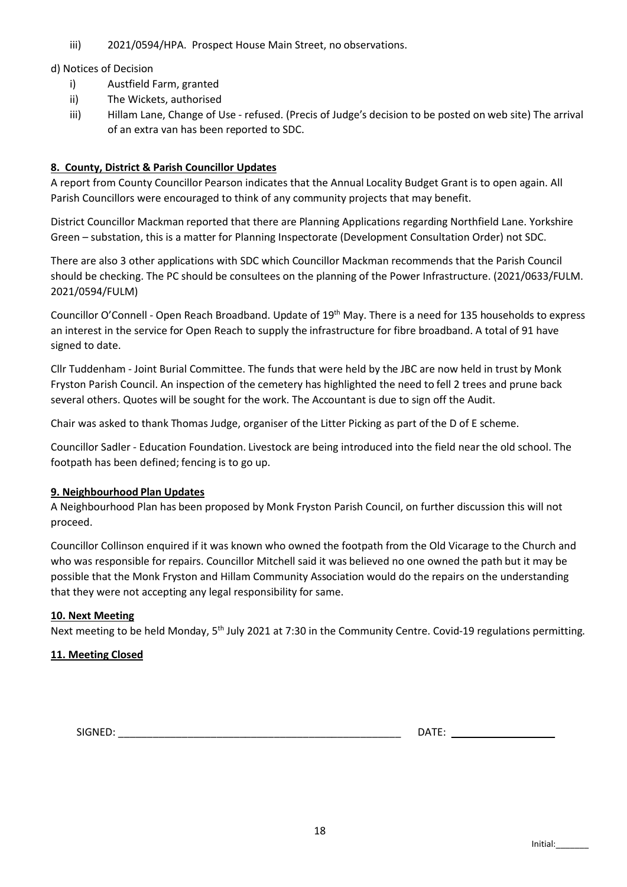iii) 2021/0594/HPA. Prospect House Main Street, no observations.

d) Notices of Decision

i) Austfield Farm, granted

ii) The Wickets, authorised

iii) Hillam Lane, Change of Use - refused. (Precis of Judge's decision to be posted on web site) The arrival of an extra van has been reported to SDC.

**8. County, District & Parish Councillor Updates**

A report from County Councillor Pearson indicates that the Annual Locality Budget Grant is to open again. All Parish Councillors were encouraged to think of any community projects that may benefit.

District Councillor Mackman reported that there are Planning Applications regarding Northfield Lane. Yorkshire Green – substation, this is a matter for Planning Inspectorate (Development Consultation Order) not SDC.

There are also 3 other applications with SDC which Councillor Mackman recommends that the Parish Council should be checking. The PC should be consultees on the planning of the Power Infrastructure. (2021/0633/FULM. 2021/0594/FULM)

Councillor O'Connell - Open Reach Broadband. Update of 19th May. There is a need for 135 households to express an interest in the service for Open Reach to supply the infrastructure for fibre broadband. A total of 91 have signed to date.

Cllr Tuddenham - Joint Burial Committee. The funds that were held by the JBC are now held in trust by Monk Fryston Parish Council. An inspection of the cemetery has highlighted the need to fell 2 trees and prune back several others. Quotes will be sought for the work. The Accountant is due to sign off the Audit.

Chair was asked to thank Thomas Judge, organiser of the Litter Picking as part of the D of E scheme.

Councillor Sadler - Education Foundation. Livestock are being introduced into the field near the old school. The footpath has been defined; fencing is to go up.

**9. Neighbourhood Plan Updates**

A Neighbourhood Plan has been proposed by Monk Fryston Parish Council, on further discussion this will not proceed.

Councillor Collinson enquired if it was known who owned the footpath from the Old Vicarage to the Church and who was responsible for repairs. Councillor Mitchell said it was believed no one owned the path but it may be possible that the Monk Fryston and Hillam Community Association would do the repairs on the understanding that they were not accepting any legal responsibility for same.

**10. Next Meeting**

Next meeting to be held Monday, 5th July 2021 at 7:30 in the Community Centre. Covid-19 regulations permitting.

**11. Meeting Closed**

SIGNED: ___________________________________________________ DATE: ___________________

Initial:_______